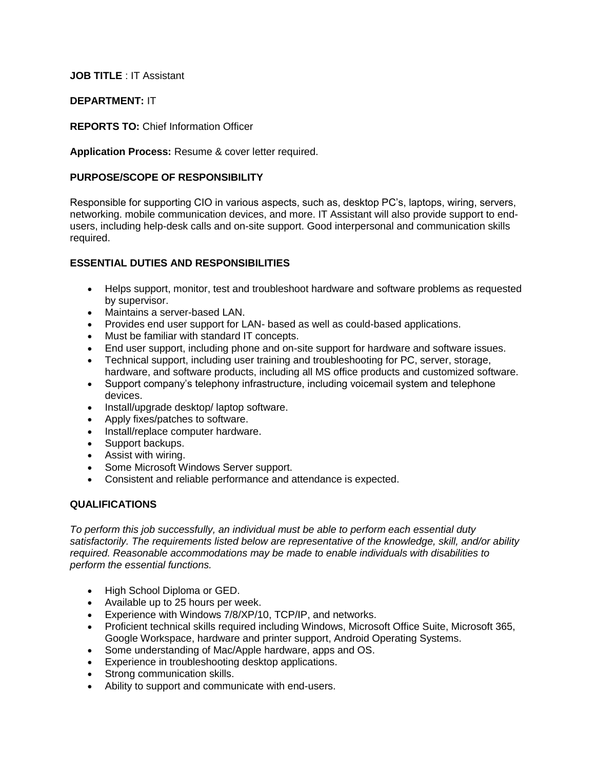**JOB TITLE** : IT Assistant

**DEPARTMENT:** IT

**REPORTS TO:** Chief Information Officer

**Application Process:** Resume & cover letter required.

## PURPOSE/SCOPE OF RESPONSIBILITY

Responsible for supporting CIO in various aspects, such as, desktop PC's, laptops, wiring, servers, networking. mobile communication devices, and more. IT Assistant will also provide support to end-users, including help-desk calls and on-site support. Good interpersonal and communication skills required.

## ESSENTIAL DUTIES AND RESPONSIBILITIES

- Helps support, monitor, test and troubleshoot hardware and software problems as requested by supervisor.
- Maintains a server-based LAN.
- Provides end user support for LAN- based as well as could-based applications.
- Must be familiar with standard IT concepts.
- End user support, including phone and on-site support for hardware and software issues.
- Technical support, including user training and troubleshooting for PC, server, storage, hardware, and software products, including all MS office products and customized software.
- Support company's telephony infrastructure, including voicemail system and telephone devices.
- Install/upgrade desktop/ laptop software.
- Apply fixes/patches to software.
- Install/replace computer hardware.
- Support backups.
- Assist with wiring.
- Some Microsoft Windows Server support.
- Consistent and reliable performance and attendance is expected.

## QUALIFICATIONS

*To perform this job successfully, an individual must be able to perform each essential duty satisfactorily. The requirements listed below are representative of the knowledge, skill, and/or ability required. Reasonable accommodations may be made to enable individuals with disabilities to perform the essential functions.*

- High School Diploma or GED.
- Available up to 25 hours per week.
- Experience with Windows 7/8/XP/10, TCP/IP, and networks.
- Proficient technical skills required including Windows, Microsoft Office Suite, Microsoft 365, Google Workspace, hardware and printer support, Android Operating Systems.
- Some understanding of Mac/Apple hardware, apps and OS.
- Experience in troubleshooting desktop applications.
- Strong communication skills.
- Ability to support and communicate with end-users.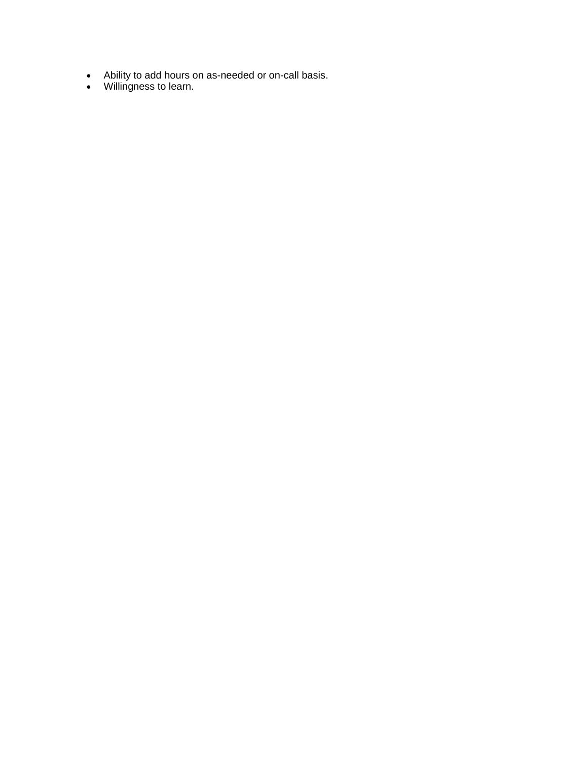- Ability to add hours on as-needed or on-call basis.
- Willingness to learn.